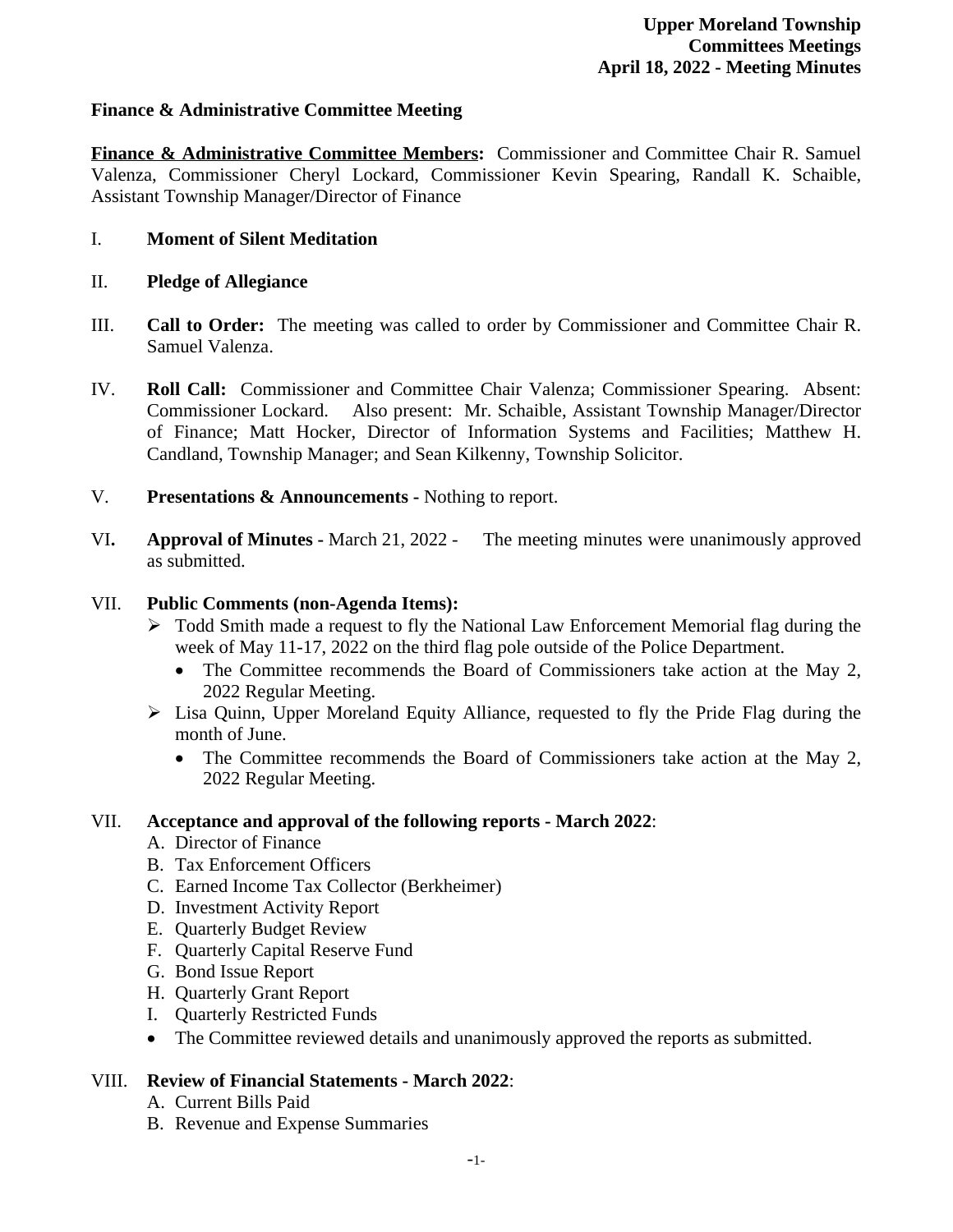**Upper Moreland Township**
**Committees Meetings**
**April 18, 2022 - Meeting Minutes**

## Finance & Administrative Committee Meeting

**Finance & Administrative Committee Members:** Commissioner and Committee Chair R. Samuel Valenza, Commissioner Cheryl Lockard, Commissioner Kevin Spearing, Randall K. Schaible, Assistant Township Manager/Director of Finance

I. **Moment of Silent Meditation**

II. **Pledge of Allegiance**

III. **Call to Order:** The meeting was called to order by Commissioner and Committee Chair R. Samuel Valenza.

IV. **Roll Call:** Commissioner and Committee Chair Valenza; Commissioner Spearing. Absent: Commissioner Lockard. Also present: Mr. Schaible, Assistant Township Manager/Director of Finance; Matt Hocker, Director of Information Systems and Facilities; Matthew H. Candland, Township Manager; and Sean Kilkenny, Township Solicitor.

V. **Presentations & Announcements -** Nothing to report.

VI**.** **Approval of Minutes -** March 21, 2022 - The meeting minutes were unanimously approved as submitted.

VII. **Public Comments (non-Agenda Items):**

- Todd Smith made a request to fly the National Law Enforcement Memorial flag during the week of May 11-17, 2022 on the third flag pole outside of the Police Department.
  - The Committee recommends the Board of Commissioners take action at the May 2, 2022 Regular Meeting.
- Lisa Quinn, Upper Moreland Equity Alliance, requested to fly the Pride Flag during the month of June.
  - The Committee recommends the Board of Commissioners take action at the May 2, 2022 Regular Meeting.

VII. **Acceptance and approval of the following reports - March 2022**:

A. Director of Finance
B. Tax Enforcement Officers
C. Earned Income Tax Collector (Berkheimer)
D. Investment Activity Report
E. Quarterly Budget Review
F. Quarterly Capital Reserve Fund
G. Bond Issue Report
H. Quarterly Grant Report
I. Quarterly Restricted Funds

- The Committee reviewed details and unanimously approved the reports as submitted.

VIII. **Review of Financial Statements - March 2022**:

A. Current Bills Paid
B. Revenue and Expense Summaries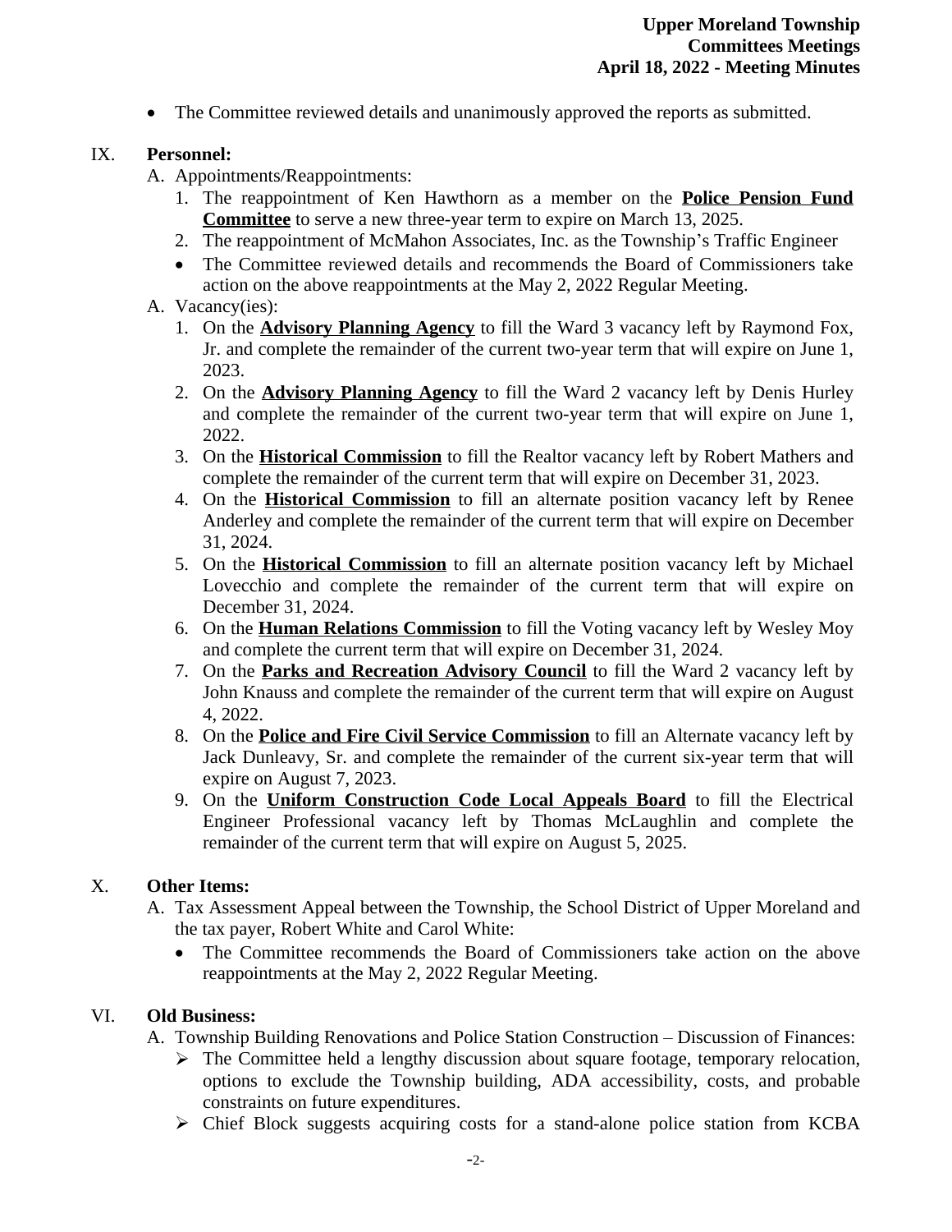- The Committee reviewed details and unanimously approved the reports as submitted.

IX. **Personnel:**

A. Appointments/Reappointments:

1. The reappointment of Ken Hawthorn as a member on the **Police Pension Fund Committee** to serve a new three-year term to expire on March 13, 2025.
2. The reappointment of McMahon Associates, Inc. as the Township's Traffic Engineer

- The Committee reviewed details and recommends the Board of Commissioners take action on the above reappointments at the May 2, 2022 Regular Meeting.

A. Vacancy(ies):

1. On the **Advisory Planning Agency** to fill the Ward 3 vacancy left by Raymond Fox, Jr. and complete the remainder of the current two-year term that will expire on June 1, 2023.
2. On the **Advisory Planning Agency** to fill the Ward 2 vacancy left by Denis Hurley and complete the remainder of the current two-year term that will expire on June 1, 2022.
3. On the **Historical Commission** to fill the Realtor vacancy left by Robert Mathers and complete the remainder of the current term that will expire on December 31, 2023.
4. On the **Historical Commission** to fill an alternate position vacancy left by Renee Anderley and complete the remainder of the current term that will expire on December 31, 2024.
5. On the **Historical Commission** to fill an alternate position vacancy left by Michael Lovecchio and complete the remainder of the current term that will expire on December 31, 2024.
6. On the **Human Relations Commission** to fill the Voting vacancy left by Wesley Moy and complete the current term that will expire on December 31, 2024.
7. On the **Parks and Recreation Advisory Council** to fill the Ward 2 vacancy left by John Knauss and complete the remainder of the current term that will expire on August 4, 2022.
8. On the **Police and Fire Civil Service Commission** to fill an Alternate vacancy left by Jack Dunleavy, Sr. and complete the remainder of the current six-year term that will expire on August 7, 2023.
9. On the **Uniform Construction Code Local Appeals Board** to fill the Electrical Engineer Professional vacancy left by Thomas McLaughlin and complete the remainder of the current term that will expire on August 5, 2025.

X. **Other Items:**

A. Tax Assessment Appeal between the Township, the School District of Upper Moreland and the tax payer, Robert White and Carol White:

- The Committee recommends the Board of Commissioners take action on the above reappointments at the May 2, 2022 Regular Meeting.

VI. **Old Business:**

A. Township Building Renovations and Police Station Construction – Discussion of Finances:

- The Committee held a lengthy discussion about square footage, temporary relocation, options to exclude the Township building, ADA accessibility, costs, and probable constraints on future expenditures.
- Chief Block suggests acquiring costs for a stand-alone police station from KCBA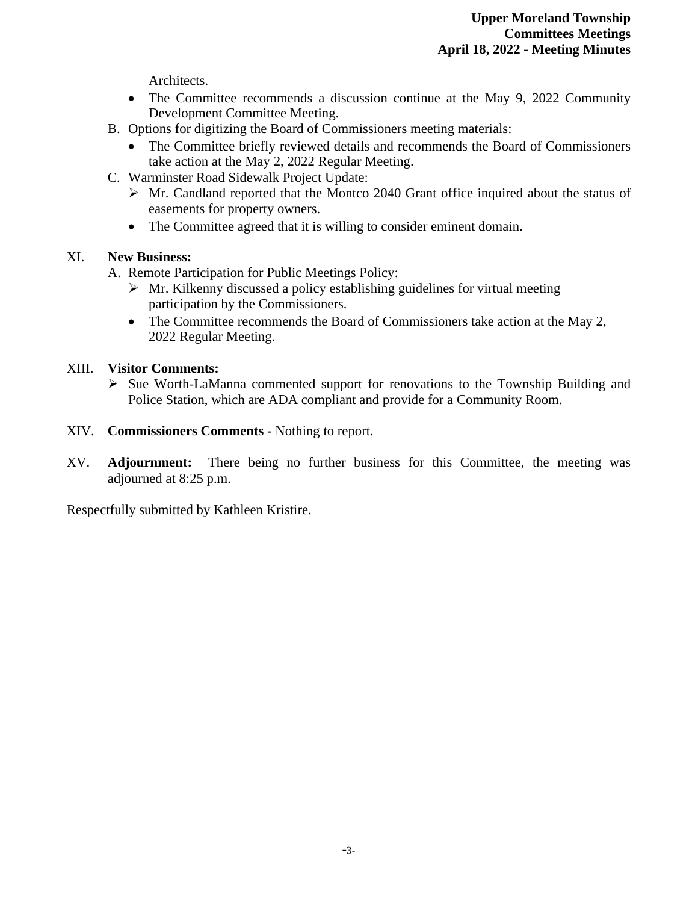Architects.

- The Committee recommends a discussion continue at the May 9, 2022 Community Development Committee Meeting.

B. Options for digitizing the Board of Commissioners meeting materials:
   - The Committee briefly reviewed details and recommends the Board of Commissioners take action at the May 2, 2022 Regular Meeting.

C. Warminster Road Sidewalk Project Update:
   - Mr. Candland reported that the Montco 2040 Grant office inquired about the status of easements for property owners.
   - The Committee agreed that it is willing to consider eminent domain.

XI. **New Business:**

A. Remote Participation for Public Meetings Policy:
   - Mr. Kilkenny discussed a policy establishing guidelines for virtual meeting participation by the Commissioners.
   - The Committee recommends the Board of Commissioners take action at the May 2, 2022 Regular Meeting.

XIII. **Visitor Comments:**

- Sue Worth-LaManna commented support for renovations to the Township Building and Police Station, which are ADA compliant and provide for a Community Room.

XIV. **Commissioners Comments -** Nothing to report.

XV. **Adjournment:** There being no further business for this Committee, the meeting was adjourned at 8:25 p.m.

Respectfully submitted by Kathleen Kristire.